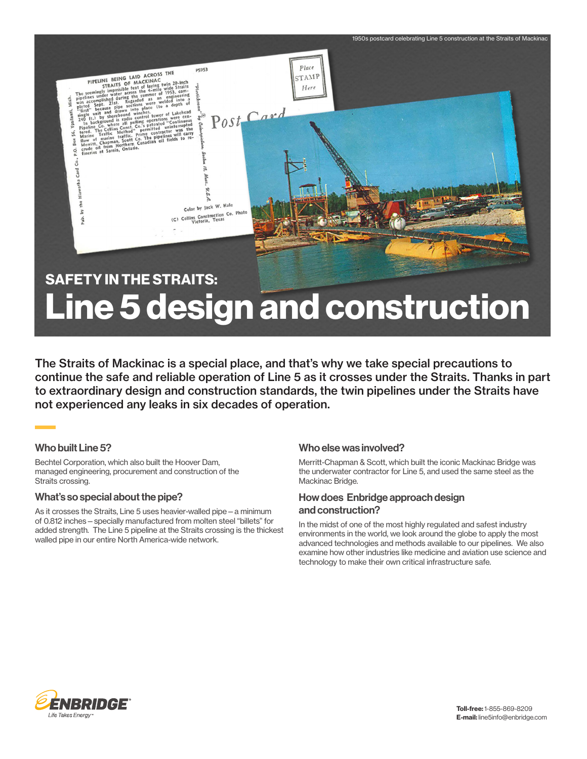1950s postcard celebrating Line 5 construction at the Straits of Mackinac

## SAFETY IN THE STRAITS:

# Line 5 design and construction

**The Straits of Mackinac is a special place, and that's why we take special precautions to continue the safe and reliable operation of Line 5 as it crosses under the Straits. Thanks in part to extraordinary design and construction standards, the twin pipelines under the Straits have not experienced any leaks in six decades of operation.**

### Who built Line 5?

Bechtel Corporation, which also built the Hoover Dam, managed engineering, procurement and construction of the Straits crossing.

### What's so special about the pipe?

As it crosses the Straits, Line 5 uses heavier-walled pipe – a minimum of 0.812 inches – specially manufactured from molten steel "billets" for added strength. The Line 5 pipeline at the Straits crossing is the thickest walled pipe in our entire North America-wide network.

### Who else was involved?

Merritt-Chapman & Scott, which built the iconic Mackinac Bridge was the underwater contractor for Line 5, and used the same steel as the Mackinac Bridge.

### How does Enbridge approach design and construction?

In the midst of one of the most highly regulated and safest industry environments in the world, we look around the globe to apply the most advanced technologies and methods available to our pipelines. We also examine how other industries like medicine and aviation use science and technology to make their own critical infrastructure safe.

ENBRIDGE
Life Takes Energy™

**Toll-free:** 1-855-869-8209
**E-mail:** line5info@enbridge.com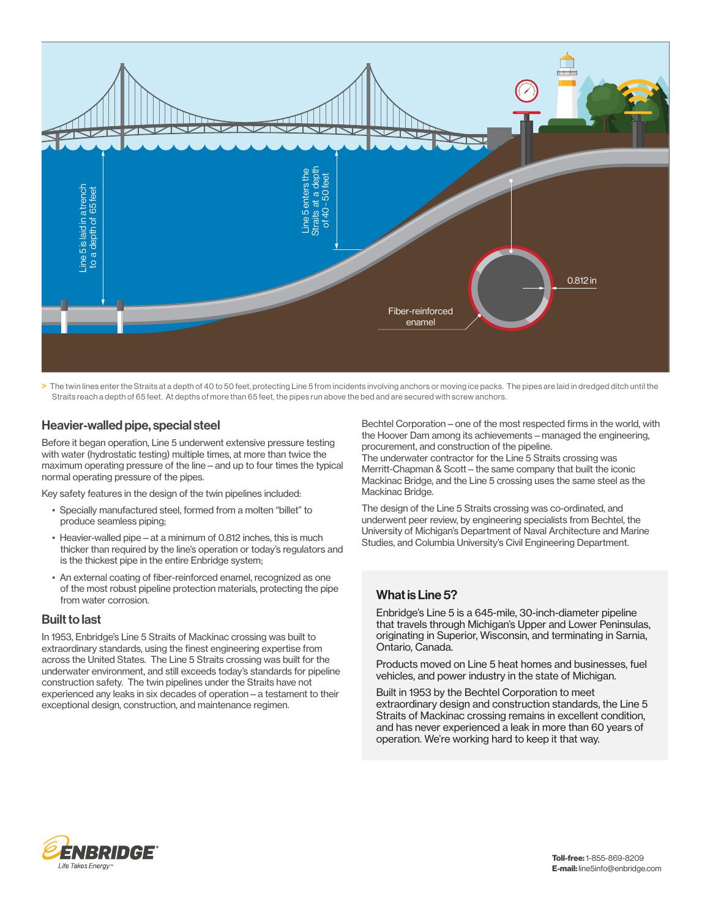Line 5 is laid in a trench to a depth of 65 feet

Line 5 enters the Straits at a depth of 40 - 50 feet

0.812 in

Fiber-reinforced enamel

> The twin lines enter the Straits at a depth of 40 to 50 feet, protecting Line 5 from incidents involving anchors or moving ice packs. The pipes are laid in dredged ditch until the Straits reach a depth of 65 feet. At depths of more than 65 feet, the pipes run above the bed and are secured with screw anchors.

## Heavier-walled pipe, special steel

Before it began operation, Line 5 underwent extensive pressure testing with water (hydrostatic testing) multiple times, at more than twice the maximum operating pressure of the line – and up to four times the typical normal operating pressure of the pipes.

Key safety features in the design of the twin pipelines included:

- Specially manufactured steel, formed from a molten "billet" to produce seamless piping;
- Heavier-walled pipe – at a minimum of 0.812 inches, this is much thicker than required by the line's operation or today's regulators and is the thickest pipe in the entire Enbridge system;
- An external coating of fiber-reinforced enamel, recognized as one of the most robust pipeline protection materials, protecting the pipe from water corrosion.

## Built to last

In 1953, Enbridge's Line 5 Straits of Mackinac crossing was built to extraordinary standards, using the finest engineering expertise from across the United States. The Line 5 Straits crossing was built for the underwater environment, and still exceeds today's standards for pipeline construction safety. The twin pipelines under the Straits have not experienced any leaks in six decades of operation – a testament to their exceptional design, construction, and maintenance regimen.

Bechtel Corporation – one of the most respected firms in the world, with the Hoover Dam among its achievements – managed the engineering, procurement, and construction of the pipeline.
The underwater contractor for the Line 5 Straits crossing was Merritt-Chapman & Scott – the same company that built the iconic Mackinac Bridge, and the Line 5 crossing uses the same steel as the Mackinac Bridge.

The design of the Line 5 Straits crossing was co-ordinated, and underwent peer review, by engineering specialists from Bechtel, the University of Michigan's Department of Naval Architecture and Marine Studies, and Columbia University's Civil Engineering Department.

## What is Line 5?

Enbridge's Line 5 is a 645-mile, 30-inch-diameter pipeline that travels through Michigan's Upper and Lower Peninsulas, originating in Superior, Wisconsin, and terminating in Sarnia, Ontario, Canada.

Products moved on Line 5 heat homes and businesses, fuel vehicles, and power industry in the state of Michigan.

Built in 1953 by the Bechtel Corporation to meet extraordinary design and construction standards, the Line 5 Straits of Mackinac crossing remains in excellent condition, and has never experienced a leak in more than 60 years of operation. We're working hard to keep it that way.

ENBRIDGE®
Life Takes Energy™

**Toll-free:** 1-855-869-8209
**E-mail:** line5info@enbridge.com